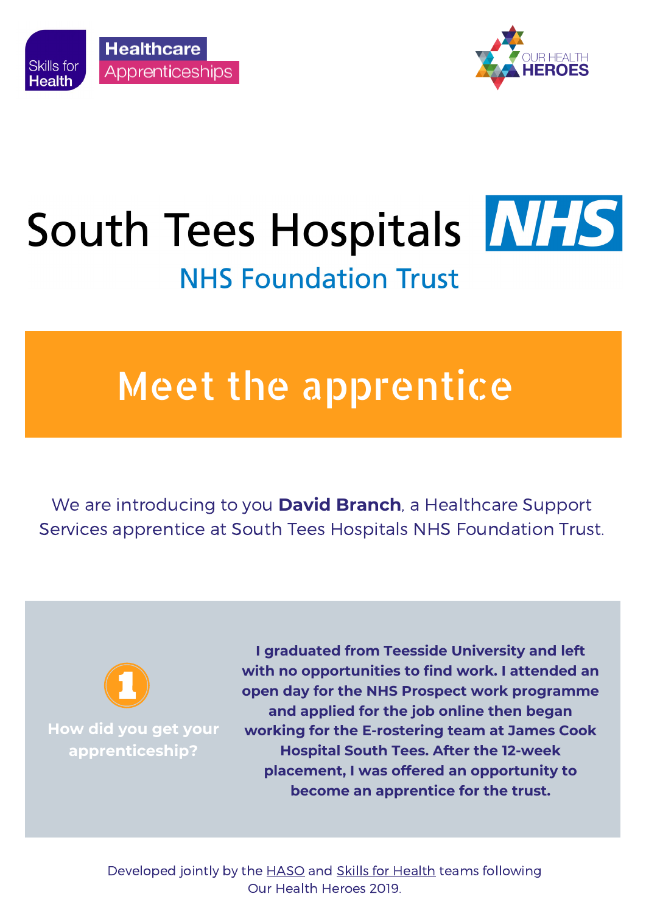Skills for Health

Healthcare Apprenticeships

OUR HEALTH HEROES

# South Tees Hospitals NHS

NHS Foundation Trust

## Meet the apprentice

We are introducing to you **David Branch**, a Healthcare Support Services apprentice at South Tees Hospitals NHS Foundation Trust.

### 1 How did you get your apprenticeship?

**I graduated from Teesside University and left with no opportunities to find work. I attended an open day for the NHS Prospect work programme and applied for the job online then began working for the E-rostering team at James Cook Hospital South Tees. After the 12-week placement, I was offered an opportunity to become an apprentice for the trust.**

Developed jointly by the HASO and Skills for Health teams following Our Health Heroes 2019.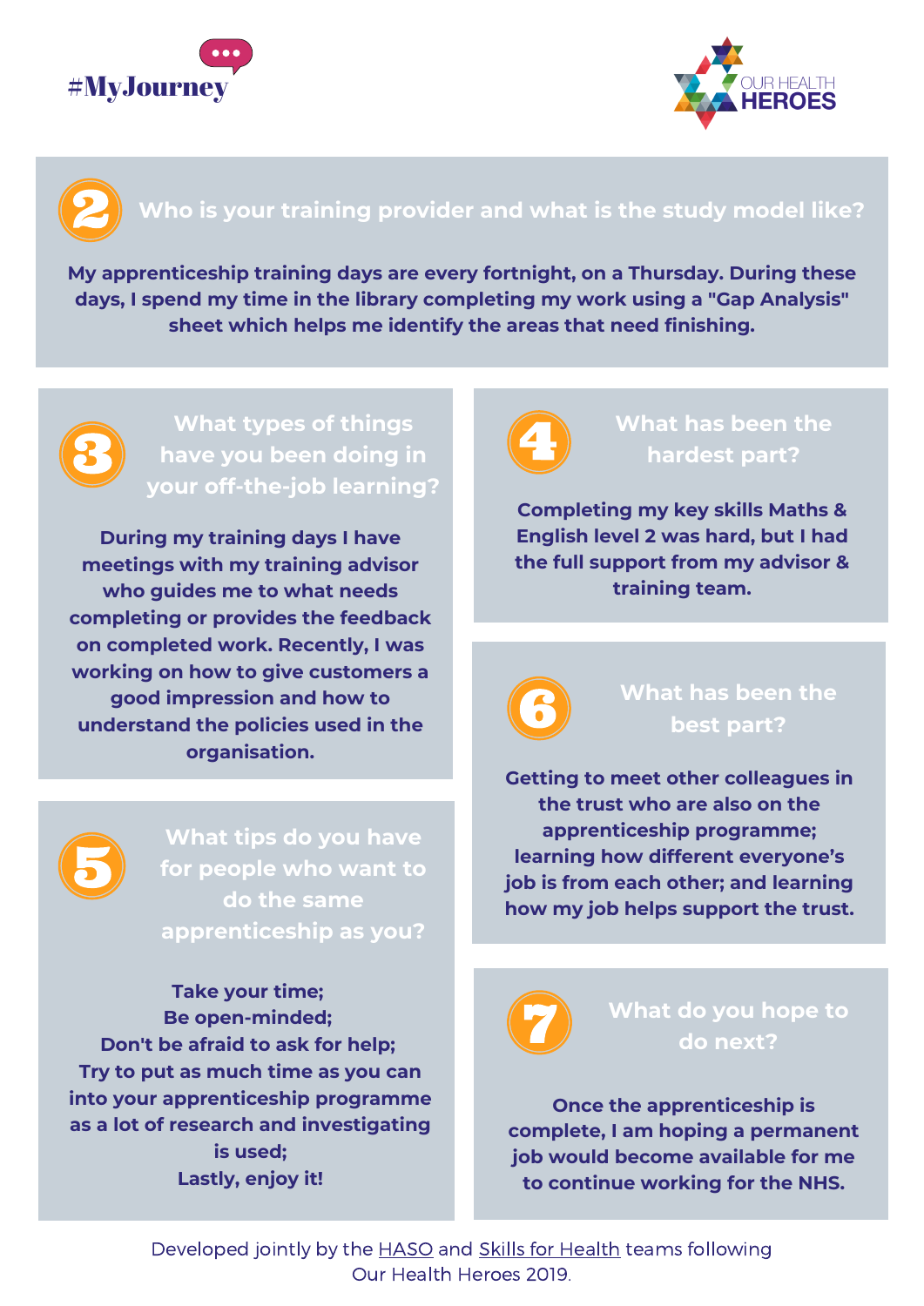#MyJourney

OUR HEALTH HEROES

## 2 Who is your training provider and what is the study model like?

**My apprenticeship training days are every fortnight, on a Thursday. During these days, I spend my time in the library completing my work using a "Gap Analysis" sheet which helps me identify the areas that need finishing.**

## 3 What types of things have you been doing in your off-the-job learning?

**During my training days I have meetings with my training advisor who guides me to what needs completing or provides the feedback on completed work. Recently, I was working on how to give customers a good impression and how to understand the policies used in the organisation.**

## 4 What has been the hardest part?

**Completing my key skills Maths & English level 2 was hard, but I had the full support from my advisor & training team.**

## 5 What tips do you have for people who want to do the same apprenticeship as you?

**Take your time;**
**Be open-minded;**
**Don't be afraid to ask for help;**
**Try to put as much time as you can into your apprenticeship programme as a lot of research and investigating is used;**
**Lastly, enjoy it!**

## 6 What has been the best part?

**Getting to meet other colleagues in the trust who are also on the apprenticeship programme; learning how different everyone's job is from each other; and learning how my job helps support the trust.**

## 7 What do you hope to do next?

**Once the apprenticeship is complete, I am hoping a permanent job would become available for me to continue working for the NHS.**

Developed jointly by the HASO and Skills for Health teams following Our Health Heroes 2019.